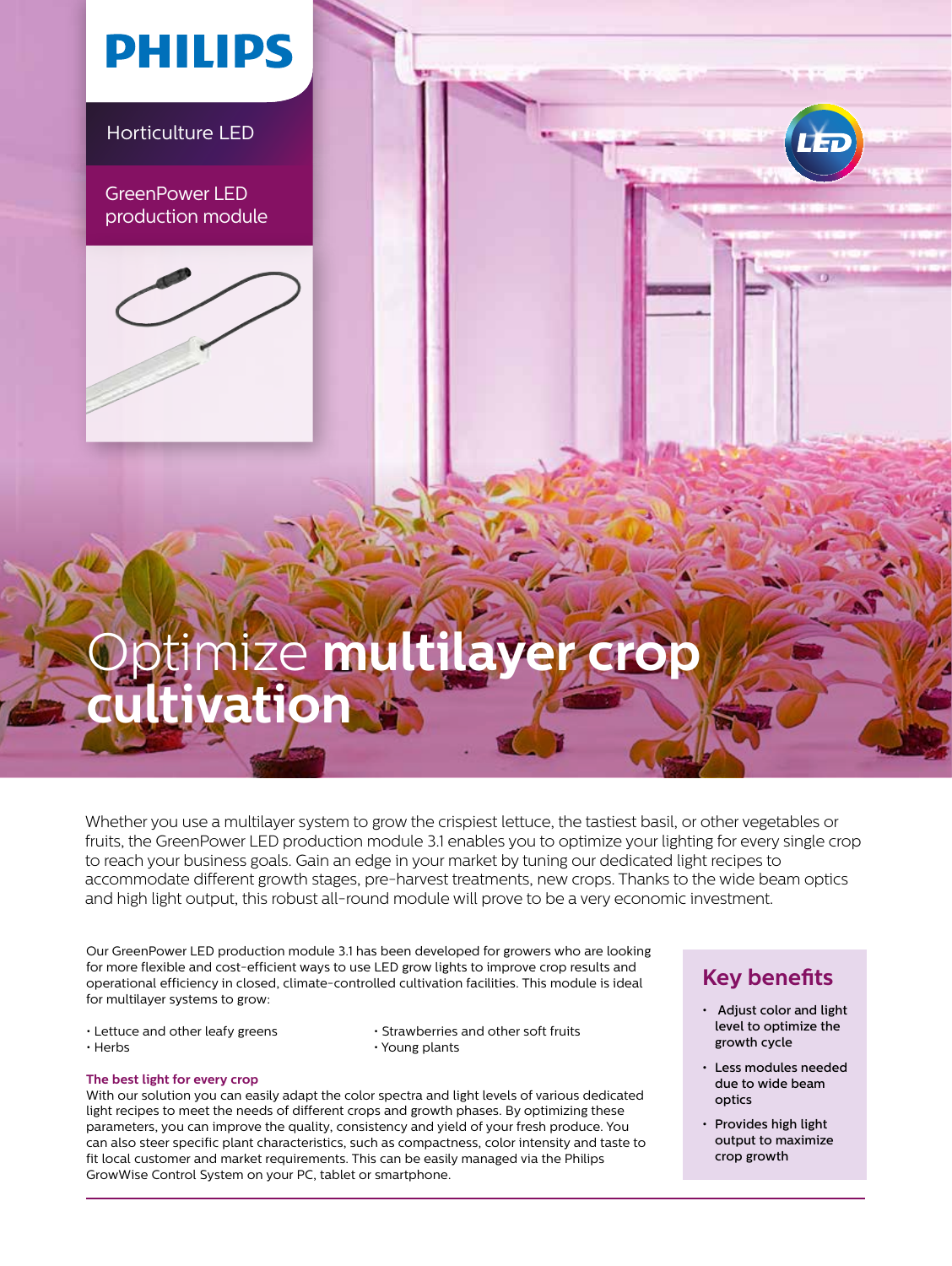PHILIPS

Horticulture LED

GreenPower LED production module

# Optimize **multilayer crop cultivation**

Whether you use a multilayer system to grow the crispiest lettuce, the tastiest basil, or other vegetables or fruits, the GreenPower LED production module 3.1 enables you to optimize your lighting for every single crop to reach your business goals. Gain an edge in your market by tuning our dedicated light recipes to accommodate different growth stages, pre-harvest treatments, new crops. Thanks to the wide beam optics and high light output, this robust all-round module will prove to be a very economic investment.

Our GreenPower LED production module 3.1 has been developed for growers who are looking for more flexible and cost-efficient ways to use LED grow lights to improve crop results and operational efficiency in closed, climate-controlled cultivation facilities. This module is ideal for multilayer systems to grow:

- Lettuce and other leafy greens
- Herbs
- Strawberries and other soft fruits
- Young plants

### The best light for every crop

With our solution you can easily adapt the color spectra and light levels of various dedicated light recipes to meet the needs of different crops and growth phases. By optimizing these parameters, you can improve the quality, consistency and yield of your fresh produce. You can also steer specific plant characteristics, such as compactness, color intensity and taste to fit local customer and market requirements. This can be easily managed via the Philips GrowWise Control System on your PC, tablet or smartphone.

## Key benefits

- Adjust color and light level to optimize the growth cycle
- Less modules needed due to wide beam optics
- Provides high light output to maximize crop growth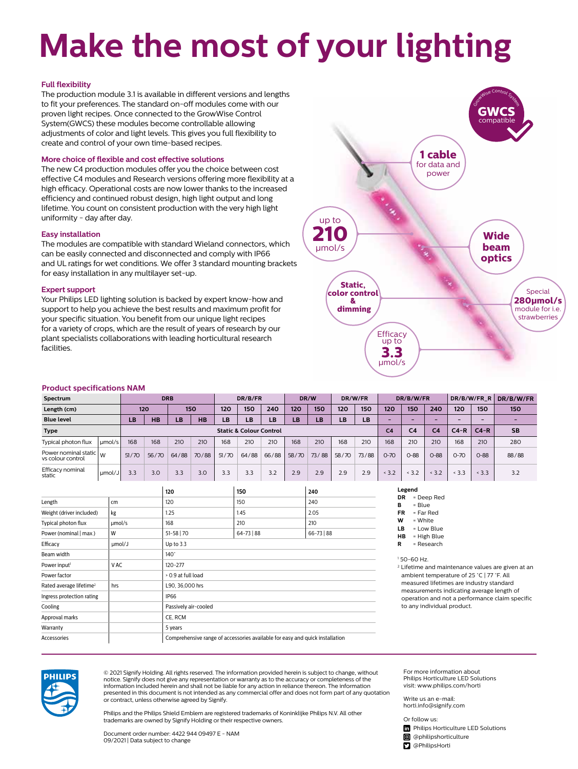# Make the most of your lighting

### Full flexibility

The production module 3.1 is available in different versions and lengths to fit your preferences. The standard on-off modules come with our proven light recipes. Once connected to the GrowWise Control System(GWCS) these modules become controllable allowing adjustments of color and light levels. This gives you full flexibility to create and control of your own time-based recipes.

### More choice of flexible and cost effective solutions

The new C4 production modules offer you the choice between cost effective C4 modules and Research versions offering more flexibility at a high efficacy. Operational costs are now lower thanks to the increased efficiency and continued robust design, high light output and long lifetime. You count on consistent production with the very high light uniformity - day after day.

### Easy installation

The modules are compatible with standard Wieland connectors, which can be easily connected and disconnected and comply with IP66 and UL ratings for wet conditions. We offer 3 standard mounting brackets for easy installation in any multilayer set-up.

### Expert support

Your Philips LED lighting solution is backed by expert know-how and support to help you achieve the best results and maximum profit for your specific situation. You benefit from our unique light recipes for a variety of crops, which are the result of years of research by our plant specialists collaborations with leading horticultural research facilities.

GrowWise Control System
**GWCS** compatible

**1 cable** for data and power

up to **210** μmol/s

**Wide beam optics**

**Static, color control & dimming**

Special **280μmol/s** module for i.e. strawberries

Efficacy up to **3.3** μmol/s

### Product specifications NAM

| Spectrum | | DRB | | | | DR/B/FR | | | DR/W | | DR/W/FR | | DR/B/W/FR | | | DR/B/W/FR_R | | DR/B/W/FR |
|---|---|---|---|---|---|---|---|---|---|---|---|---|---|---|---|---|---|---|
| **Length (cm)** | | 120 | | 150 | | 120 | 150 | 240 | 120 | 150 | 120 | 150 | 120 | 150 | 240 | 120 | 150 | 150 |
| **Blue level** | | LB | HB | LB | HB | LB | LB | LB | LB | LB | LB | LB | - | - | - | - | - | - |
| **Type** | | Static & Colour Control | | | | | | | | | | | C4 | C4 | C4 | C4-R | C4-R | SB |
| Typical photon flux | μmol/s | 168 | 168 | 210 | 210 | 168 | 210 | 210 | 168 | 210 | 168 | 210 | 168 | 210 | 210 | 168 | 210 | 280 |
| Power nominal static vs colour control | W | 51/70 | 56/70 | 64/88 | 70/88 | 51/70 | 64/88 | 66/88 | 58/70 | 73/88 | 58/70 | 73/88 | 0-70 | 0-88 | 0-88 | 0-70 | 0-88 | 88/88 |
| Efficacy nominal static | μmol/J | 3.3 | 3.0 | 3.3 | 3.0 | 3.3 | 3.3 | 3.2 | 2.9 | 2.9 | 2.9 | 2.9 | < 3.2 | < 3.2 | < 3.2 | < 3.3 | < 3.3 | 3.2 |

| | | 120 | 150 | 240 |
|---|---|---|---|---|
| Length | cm | 120 | 150 | 240 |
| Weight (driver included) | kg | 1.25 | 1.45 | 2.05 |
| Typical photon flux | μmol/s | 168 | 210 | 210 |
| Power (nominal \| max.) | W | 51-58 \| 70 | 64-73 \| 88 | 66-73 \| 88 |
| Efficacy | μmol/J | Up to 3.3 | | |
| Beam width | | 140° | | |
| Power input[1] | V AC | 120-277 | | |
| Power factor | | > 0.9 at full load | | |
| Rated average lifetime[2] | hrs | L90, 36,000 hrs | | |
| Ingress protection rating | | IP66 | | |
| Cooling | | Passively air-cooled | | |
| Approval marks | | CE, RCM | | |
| Warranty | | 5 years | | |
| Accessories | | Comprehensive range of accessories available for easy and quick installation | | |

**Legend**

- **DR** = Deep Red
- **B** = Blue
- **FR** = Far Red
- **W** = White
- **LB** = Low Blue
- **HB** = High Blue
- **R** = Research

[1] 50-60 Hz.

[2] Lifetime and maintenance values are given at an ambient temperature of 25 °C | 77 °F. All measured lifetimes are industry standard measurements indicating average length of operation and not a performance claim specific to any individual product.

---

© 2021 Signify Holding. All rights reserved. The information provided herein is subject to change, without notice. Signify does not give any representation or warranty as to the accuracy or completeness of the information included herein and shall not be liable for any action in reliance thereon. The information presented in this document is not intended as any commercial offer and does not form part of any quotation or contract, unless otherwise agreed by Signify.

Philips and the Philips Shield Emblem are registered trademarks of Koninklijke Philips N.V. All other trademarks are owned by Signify Holding or their respective owners.

Document order number: 4422 944 09497 E - NAM
09/2021 | Data subject to change

For more information about Philips Horticulture LED Solutions visit: www.philips.com/horti

Write us an e-mail:
horti.info@signify.com

Or follow us:

- Philips Horticulture LED Solutions
- @philipshorticulture
- @PhilipsHorti